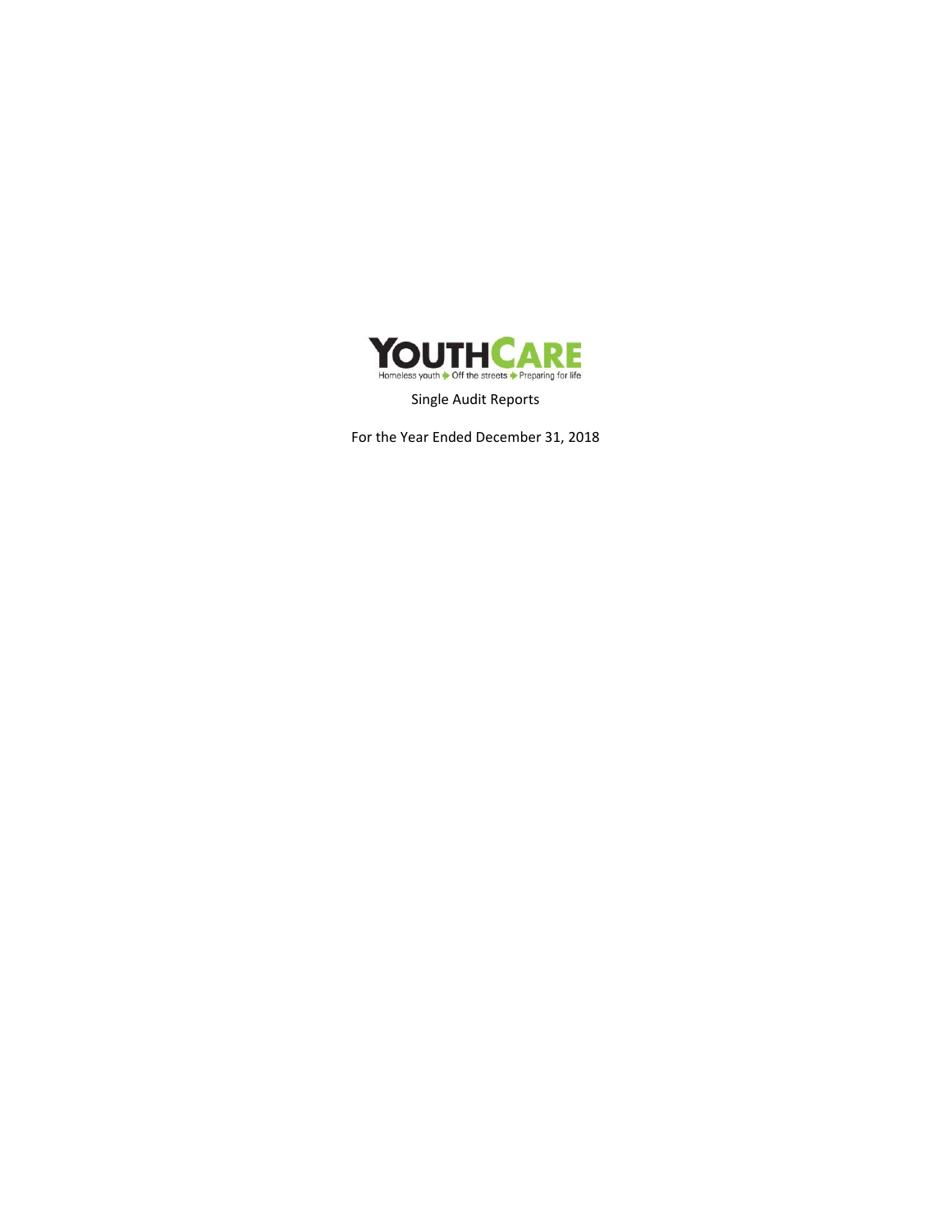YOUTHCARE

Homeless youth ➔ Off the streets ➔ Preparing for life

Single Audit Reports

For the Year Ended December 31, 2018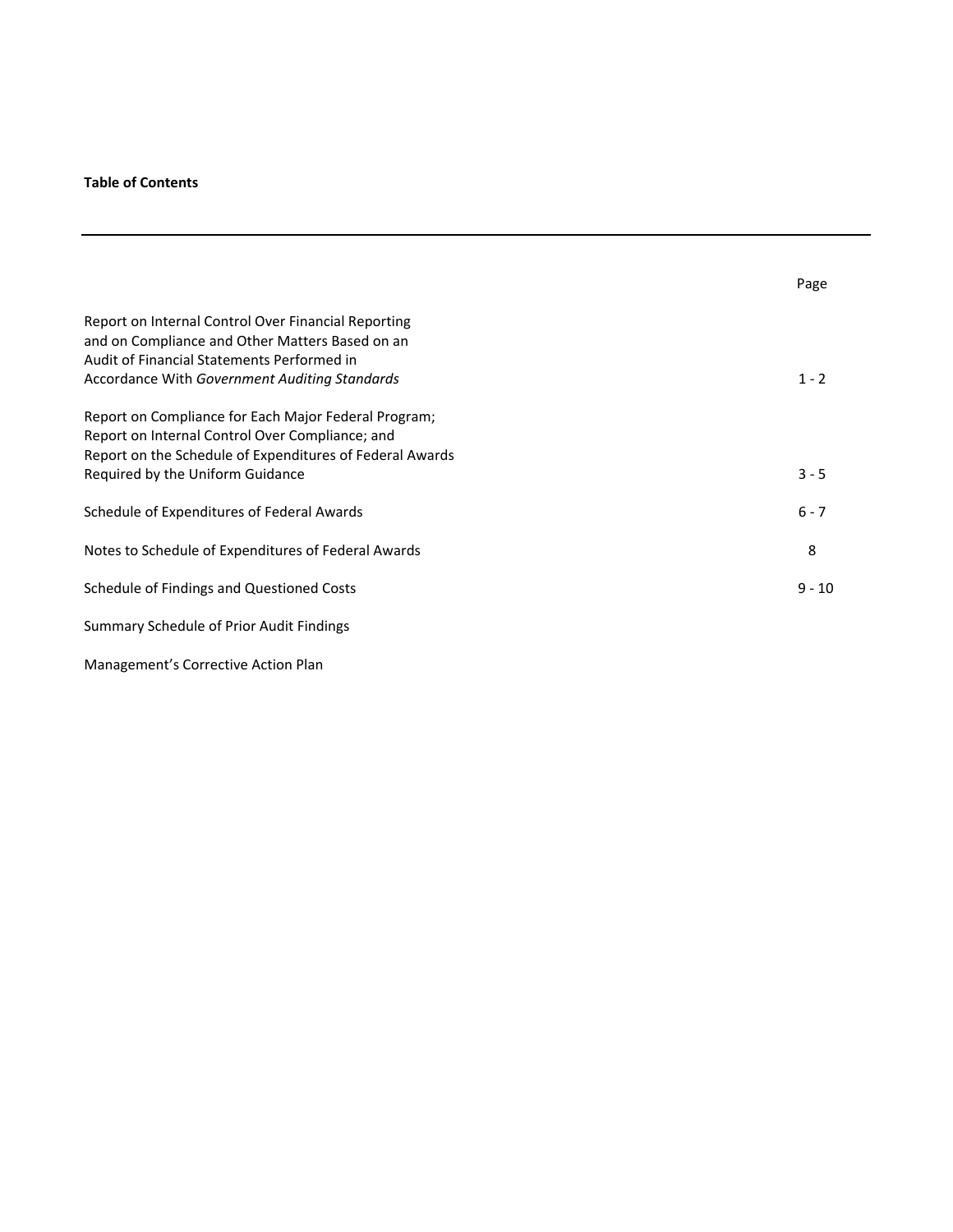**Table of Contents**

| | Page |
|---|---|
| Report on Internal Control Over Financial Reporting and on Compliance and Other Matters Based on an Audit of Financial Statements Performed in Accordance With *Government Auditing Standards* | 1 - 2 |
| Report on Compliance for Each Major Federal Program; Report on Internal Control Over Compliance; and Report on the Schedule of Expenditures of Federal Awards Required by the Uniform Guidance | 3 - 5 |
| Schedule of Expenditures of Federal Awards | 6 - 7 |
| Notes to Schedule of Expenditures of Federal Awards | 8 |
| Schedule of Findings and Questioned Costs | 9 - 10 |
| Summary Schedule of Prior Audit Findings | |
| Management's Corrective Action Plan | |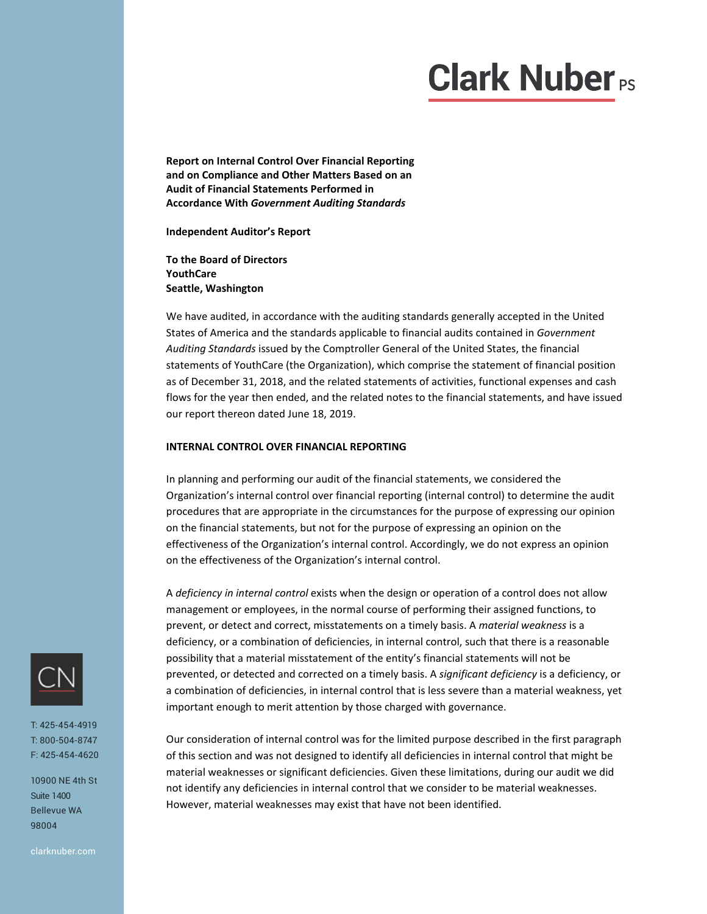# Clark Nuber PS

**Report on Internal Control Over Financial Reporting and on Compliance and Other Matters Based on an Audit of Financial Statements Performed in Accordance With *Government Auditing Standards***

**Independent Auditor's Report**

**To the Board of Directors**
**YouthCare**
**Seattle, Washington**

We have audited, in accordance with the auditing standards generally accepted in the United States of America and the standards applicable to financial audits contained in *Government Auditing Standards* issued by the Comptroller General of the United States, the financial statements of YouthCare (the Organization), which comprise the statement of financial position as of December 31, 2018, and the related statements of activities, functional expenses and cash flows for the year then ended, and the related notes to the financial statements, and have issued our report thereon dated June 18, 2019.

## INTERNAL CONTROL OVER FINANCIAL REPORTING

In planning and performing our audit of the financial statements, we considered the Organization's internal control over financial reporting (internal control) to determine the audit procedures that are appropriate in the circumstances for the purpose of expressing our opinion on the financial statements, but not for the purpose of expressing an opinion on the effectiveness of the Organization's internal control. Accordingly, we do not express an opinion on the effectiveness of the Organization's internal control.

A *deficiency in internal control* exists when the design or operation of a control does not allow management or employees, in the normal course of performing their assigned functions, to prevent, or detect and correct, misstatements on a timely basis. A *material weakness* is a deficiency, or a combination of deficiencies, in internal control, such that there is a reasonable possibility that a material misstatement of the entity's financial statements will not be prevented, or detected and corrected on a timely basis. A *significant deficiency* is a deficiency, or a combination of deficiencies, in internal control that is less severe than a material weakness, yet important enough to merit attention by those charged with governance.

Our consideration of internal control was for the limited purpose described in the first paragraph of this section and was not designed to identify all deficiencies in internal control that might be material weaknesses or significant deficiencies. Given these limitations, during our audit we did not identify any deficiencies in internal control that we consider to be material weaknesses. However, material weaknesses may exist that have not been identified.

CN

T: 425-454-4919
T: 800-504-8747
F: 425-454-4620

10900 NE 4th St
Suite 1400
Bellevue WA
98004

clarknuber.com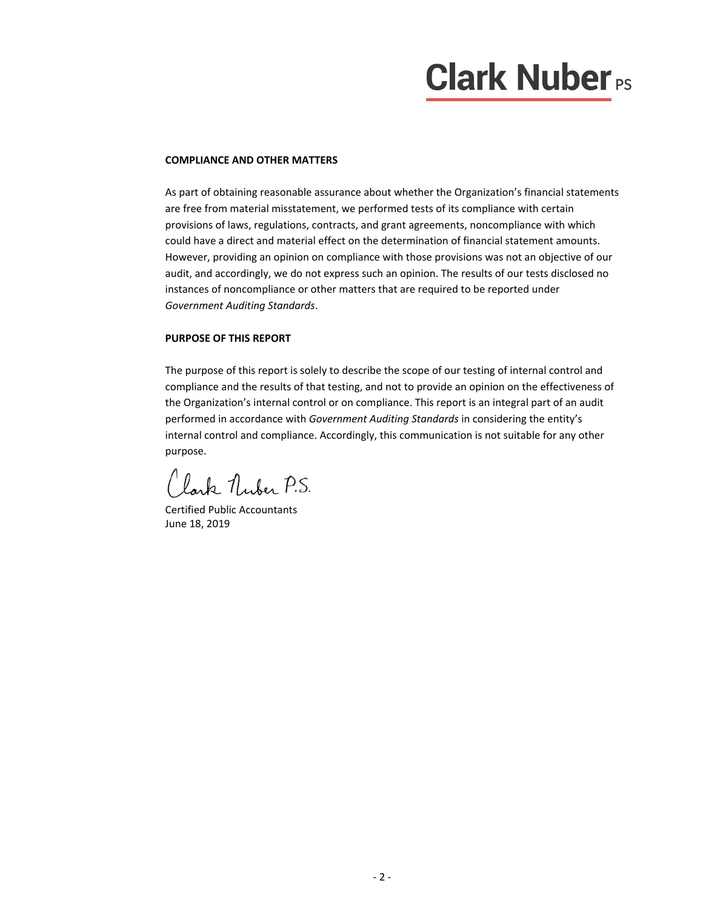**Clark Nuber PS**

**COMPLIANCE AND OTHER MATTERS**

As part of obtaining reasonable assurance about whether the Organization's financial statements are free from material misstatement, we performed tests of its compliance with certain provisions of laws, regulations, contracts, and grant agreements, noncompliance with which could have a direct and material effect on the determination of financial statement amounts. However, providing an opinion on compliance with those provisions was not an objective of our audit, and accordingly, we do not express such an opinion. The results of our tests disclosed no instances of noncompliance or other matters that are required to be reported under *Government Auditing Standards*.

**PURPOSE OF THIS REPORT**

The purpose of this report is solely to describe the scope of our testing of internal control and compliance and the results of that testing, and not to provide an opinion on the effectiveness of the Organization's internal control or on compliance. This report is an integral part of an audit performed in accordance with *Government Auditing Standards* in considering the entity's internal control and compliance. Accordingly, this communication is not suitable for any other purpose.

Clark Nuber P.S.

Certified Public Accountants
June 18, 2019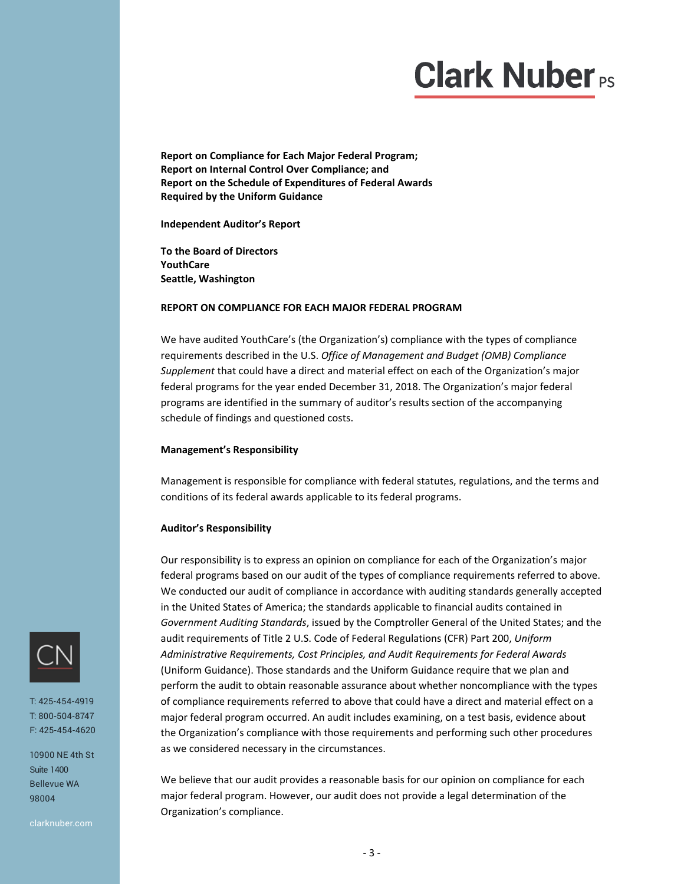**Report on Compliance for Each Major Federal Program;**
**Report on Internal Control Over Compliance; and**
**Report on the Schedule of Expenditures of Federal Awards**
**Required by the Uniform Guidance**

**Independent Auditor's Report**

**To the Board of Directors**
**YouthCare**
**Seattle, Washington**

## REPORT ON COMPLIANCE FOR EACH MAJOR FEDERAL PROGRAM

We have audited YouthCare's (the Organization's) compliance with the types of compliance requirements described in the U.S. *Office of Management and Budget (OMB) Compliance Supplement* that could have a direct and material effect on each of the Organization's major federal programs for the year ended December 31, 2018. The Organization's major federal programs are identified in the summary of auditor's results section of the accompanying schedule of findings and questioned costs.

### Management's Responsibility

Management is responsible for compliance with federal statutes, regulations, and the terms and conditions of its federal awards applicable to its federal programs.

### Auditor's Responsibility

Our responsibility is to express an opinion on compliance for each of the Organization's major federal programs based on our audit of the types of compliance requirements referred to above. We conducted our audit of compliance in accordance with auditing standards generally accepted in the United States of America; the standards applicable to financial audits contained in *Government Auditing Standards*, issued by the Comptroller General of the United States; and the audit requirements of Title 2 U.S. Code of Federal Regulations (CFR) Part 200, *Uniform Administrative Requirements, Cost Principles, and Audit Requirements for Federal Awards* (Uniform Guidance). Those standards and the Uniform Guidance require that we plan and perform the audit to obtain reasonable assurance about whether noncompliance with the types of compliance requirements referred to above that could have a direct and material effect on a major federal program occurred. An audit includes examining, on a test basis, evidence about the Organization's compliance with those requirements and performing such other procedures as we considered necessary in the circumstances.

We believe that our audit provides a reasonable basis for our opinion on compliance for each major federal program. However, our audit does not provide a legal determination of the Organization's compliance.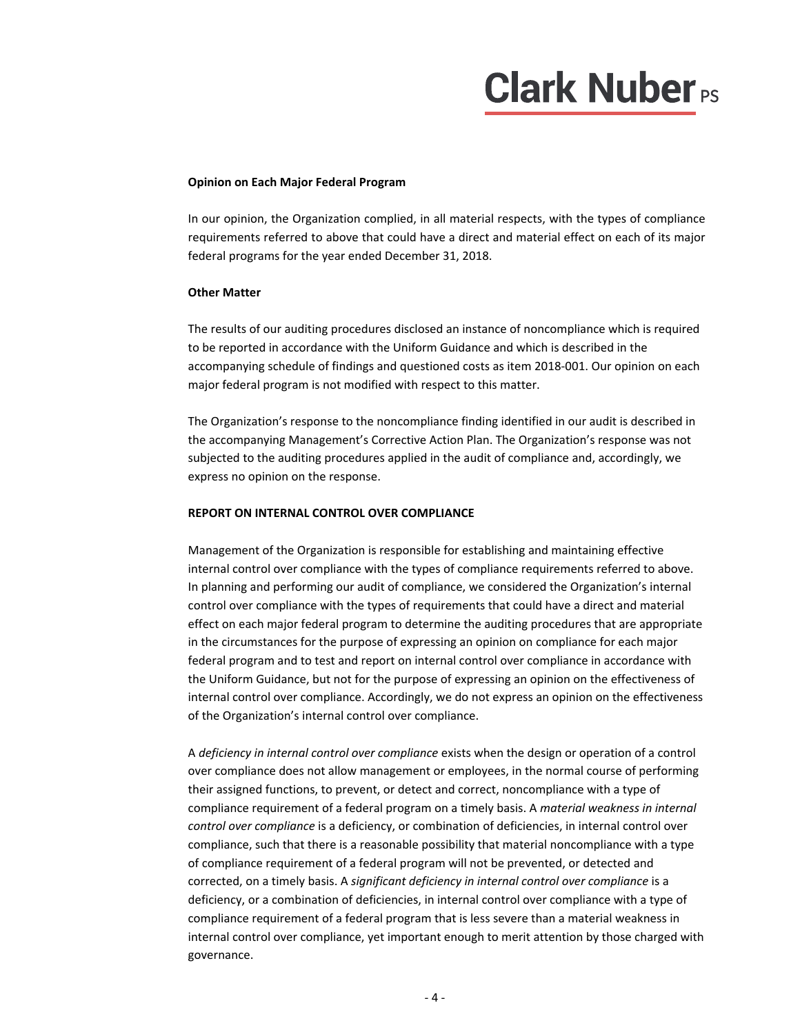**Opinion on Each Major Federal Program**

In our opinion, the Organization complied, in all material respects, with the types of compliance requirements referred to above that could have a direct and material effect on each of its major federal programs for the year ended December 31, 2018.

**Other Matter**

The results of our auditing procedures disclosed an instance of noncompliance which is required to be reported in accordance with the Uniform Guidance and which is described in the accompanying schedule of findings and questioned costs as item 2018-001. Our opinion on each major federal program is not modified with respect to this matter.

The Organization's response to the noncompliance finding identified in our audit is described in the accompanying Management's Corrective Action Plan. The Organization's response was not subjected to the auditing procedures applied in the audit of compliance and, accordingly, we express no opinion on the response.

**REPORT ON INTERNAL CONTROL OVER COMPLIANCE**

Management of the Organization is responsible for establishing and maintaining effective internal control over compliance with the types of compliance requirements referred to above. In planning and performing our audit of compliance, we considered the Organization's internal control over compliance with the types of requirements that could have a direct and material effect on each major federal program to determine the auditing procedures that are appropriate in the circumstances for the purpose of expressing an opinion on compliance for each major federal program and to test and report on internal control over compliance in accordance with the Uniform Guidance, but not for the purpose of expressing an opinion on the effectiveness of internal control over compliance. Accordingly, we do not express an opinion on the effectiveness of the Organization's internal control over compliance.

A *deficiency in internal control over compliance* exists when the design or operation of a control over compliance does not allow management or employees, in the normal course of performing their assigned functions, to prevent, or detect and correct, noncompliance with a type of compliance requirement of a federal program on a timely basis. A *material weakness in internal control over compliance* is a deficiency, or combination of deficiencies, in internal control over compliance, such that there is a reasonable possibility that material noncompliance with a type of compliance requirement of a federal program will not be prevented, or detected and corrected, on a timely basis. A *significant deficiency in internal control over compliance* is a deficiency, or a combination of deficiencies, in internal control over compliance with a type of compliance requirement of a federal program that is less severe than a material weakness in internal control over compliance, yet important enough to merit attention by those charged with governance.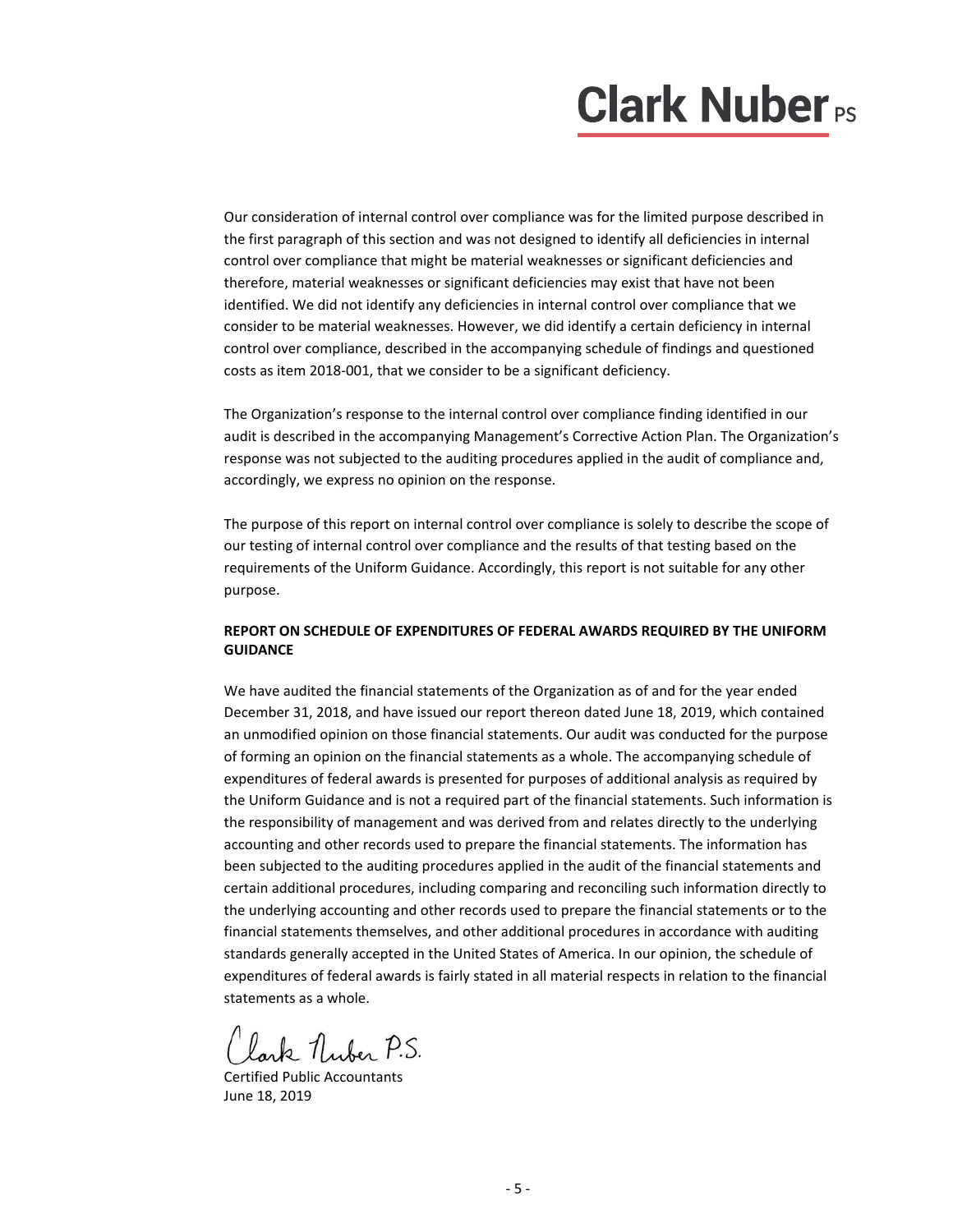Our consideration of internal control over compliance was for the limited purpose described in the first paragraph of this section and was not designed to identify all deficiencies in internal control over compliance that might be material weaknesses or significant deficiencies and therefore, material weaknesses or significant deficiencies may exist that have not been identified. We did not identify any deficiencies in internal control over compliance that we consider to be material weaknesses. However, we did identify a certain deficiency in internal control over compliance, described in the accompanying schedule of findings and questioned costs as item 2018-001, that we consider to be a significant deficiency.

The Organization's response to the internal control over compliance finding identified in our audit is described in the accompanying Management's Corrective Action Plan. The Organization's response was not subjected to the auditing procedures applied in the audit of compliance and, accordingly, we express no opinion on the response.

The purpose of this report on internal control over compliance is solely to describe the scope of our testing of internal control over compliance and the results of that testing based on the requirements of the Uniform Guidance. Accordingly, this report is not suitable for any other purpose.

**REPORT ON SCHEDULE OF EXPENDITURES OF FEDERAL AWARDS REQUIRED BY THE UNIFORM GUIDANCE**

We have audited the financial statements of the Organization as of and for the year ended December 31, 2018, and have issued our report thereon dated June 18, 2019, which contained an unmodified opinion on those financial statements. Our audit was conducted for the purpose of forming an opinion on the financial statements as a whole. The accompanying schedule of expenditures of federal awards is presented for purposes of additional analysis as required by the Uniform Guidance and is not a required part of the financial statements. Such information is the responsibility of management and was derived from and relates directly to the underlying accounting and other records used to prepare the financial statements. The information has been subjected to the auditing procedures applied in the audit of the financial statements and certain additional procedures, including comparing and reconciling such information directly to the underlying accounting and other records used to prepare the financial statements or to the financial statements themselves, and other additional procedures in accordance with auditing standards generally accepted in the United States of America. In our opinion, the schedule of expenditures of federal awards is fairly stated in all material respects in relation to the financial statements as a whole.

Clark Nuber P.S.

Certified Public Accountants
June 18, 2019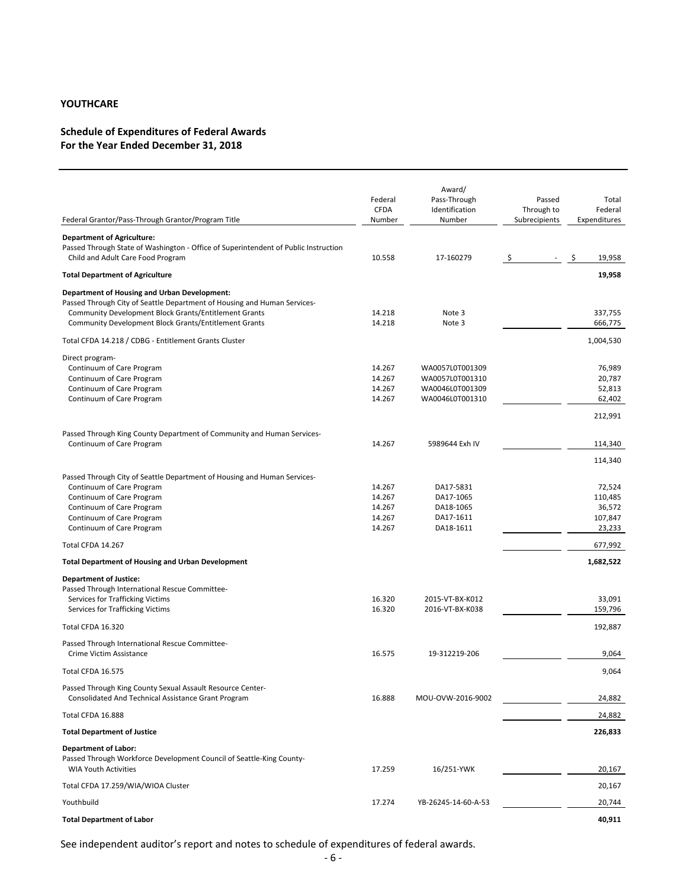**YOUTHCARE**

**Schedule of Expenditures of Federal Awards**
**For the Year Ended December 31, 2018**

| Federal Grantor/Pass-Through Grantor/Program Title | Federal CFDA Number | Award/ Pass-Through Identification Number | Passed Through to Subrecipients | Total Federal Expenditures |
|---|---|---|---|---|
| **Department of Agriculture:** | | | | |
| Passed Through State of Washington - Office of Superintendent of Public Instruction | | | | |
| Child and Adult Care Food Program | 10.558 | 17-160279 | $ - | $ 19,958 |
| **Total Department of Agriculture** | | | | **19,958** |
| **Department of Housing and Urban Development:** | | | | |
| Passed Through City of Seattle Department of Housing and Human Services- | | | | |
| Community Development Block Grants/Entitlement Grants | 14.218 | Note 3 | | 337,755 |
| Community Development Block Grants/Entitlement Grants | 14.218 | Note 3 | | 666,775 |
| Total CFDA 14.218 / CDBG - Entitlement Grants Cluster | | | | 1,004,530 |
| Direct program- | | | | |
| Continuum of Care Program | 14.267 | WA0057L0T001309 | | 76,989 |
| Continuum of Care Program | 14.267 | WA0057L0T001310 | | 20,787 |
| Continuum of Care Program | 14.267 | WA0046L0T001309 | | 52,813 |
| Continuum of Care Program | 14.267 | WA0046L0T001310 | | 62,402 |
| | | | | 212,991 |
| Passed Through King County Department of Community and Human Services- | | | | |
| Continuum of Care Program | 14.267 | 5989644 Exh IV | | 114,340 |
| | | | | 114,340 |
| Passed Through City of Seattle Department of Housing and Human Services- | | | | |
| Continuum of Care Program | 14.267 | DA17-5831 | | 72,524 |
| Continuum of Care Program | 14.267 | DA17-1065 | | 110,485 |
| Continuum of Care Program | 14.267 | DA18-1065 | | 36,572 |
| Continuum of Care Program | 14.267 | DA17-1611 | | 107,847 |
| Continuum of Care Program | 14.267 | DA18-1611 | | 23,233 |
| Total CFDA 14.267 | | | | 677,992 |
| **Total Department of Housing and Urban Development** | | | | **1,682,522** |
| **Department of Justice:** | | | | |
| Passed Through International Rescue Committee- | | | | |
| Services for Trafficking Victims | 16.320 | 2015-VT-BX-K012 | | 33,091 |
| Services for Trafficking Victims | 16.320 | 2016-VT-BX-K038 | | 159,796 |
| Total CFDA 16.320 | | | | 192,887 |
| Passed Through International Rescue Committee- | | | | |
| Crime Victim Assistance | 16.575 | 19-312219-206 | | 9,064 |
| Total CFDA 16.575 | | | | 9,064 |
| Passed Through King County Sexual Assault Resource Center- | | | | |
| Consolidated And Technical Assistance Grant Program | 16.888 | MOU-OVW-2016-9002 | | 24,882 |
| Total CFDA 16.888 | | | | 24,882 |
| **Total Department of Justice** | | | | **226,833** |
| **Department of Labor:** | | | | |
| Passed Through Workforce Development Council of Seattle-King County- | | | | |
| WIA Youth Activities | 17.259 | 16/251-YWK | | 20,167 |
| Total CFDA 17.259/WIA/WIOA Cluster | | | | 20,167 |
| Youthbuild | 17.274 | YB-26245-14-60-A-53 | | 20,744 |
| **Total Department of Labor** | | | | **40,911** |

See independent auditor's report and notes to schedule of expenditures of federal awards.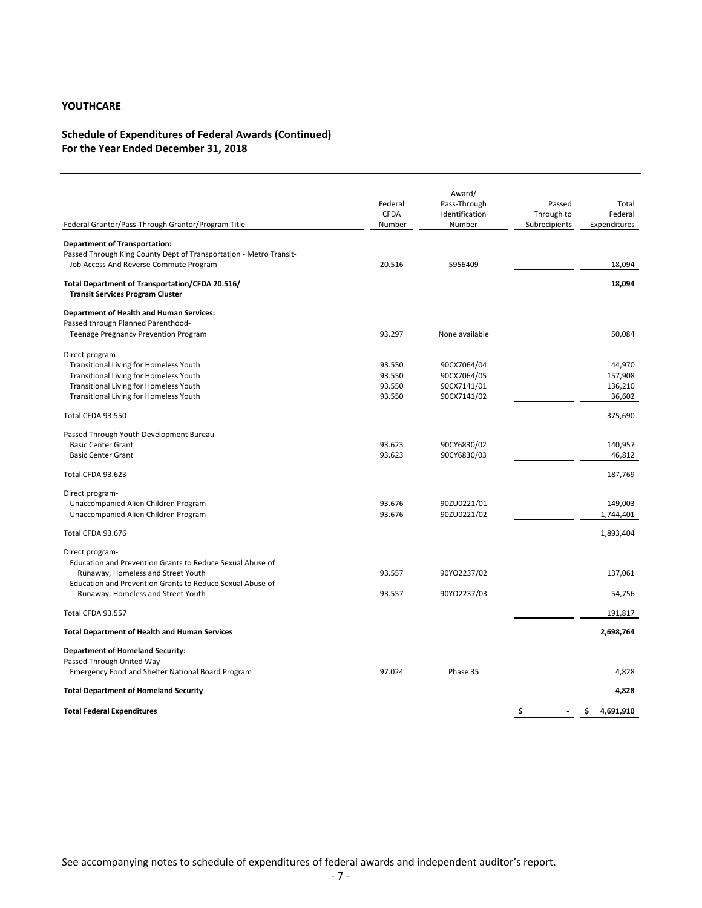**YOUTHCARE**

**Schedule of Expenditures of Federal Awards (Continued)**
**For the Year Ended December 31, 2018**

| Federal Grantor/Pass-Through Grantor/Program Title | Federal CFDA Number | Award/ Pass-Through Identification Number | Passed Through to Subrecipients | Total Federal Expenditures |
|---|---|---|---|---|
| **Department of Transportation:** | | | | |
| Passed Through King County Dept of Transportation - Metro Transit- | | | | |
| Job Access And Reverse Commute Program | 20.516 | 5956409 | | 18,094 |
| **Total Department of Transportation/CFDA 20.516/ Transit Services Program Cluster** | | | | **18,094** |
| **Department of Health and Human Services:** | | | | |
| Passed through Planned Parenthood- | | | | |
| Teenage Pregnancy Prevention Program | 93.297 | None available | | 50,084 |
| Direct program- | | | | |
| Transitional Living for Homeless Youth | 93.550 | 90CX7064/04 | | 44,970 |
| Transitional Living for Homeless Youth | 93.550 | 90CX7064/05 | | 157,908 |
| Transitional Living for Homeless Youth | 93.550 | 90CX7141/01 | | 136,210 |
| Transitional Living for Homeless Youth | 93.550 | 90CX7141/02 | | 36,602 |
| Total CFDA 93.550 | | | | 375,690 |
| Passed Through Youth Development Bureau- | | | | |
| Basic Center Grant | 93.623 | 90CY6830/02 | | 140,957 |
| Basic Center Grant | 93.623 | 90CY6830/03 | | 46,812 |
| Total CFDA 93.623 | | | | 187,769 |
| Direct program- | | | | |
| Unaccompanied Alien Children Program | 93.676 | 90ZU0221/01 | | 149,003 |
| Unaccompanied Alien Children Program | 93.676 | 90ZU0221/02 | | 1,744,401 |
| Total CFDA 93.676 | | | | 1,893,404 |
| Direct program- | | | | |
| Education and Prevention Grants to Reduce Sexual Abuse of Runaway, Homeless and Street Youth | 93.557 | 90YO2237/02 | | 137,061 |
| Education and Prevention Grants to Reduce Sexual Abuse of Runaway, Homeless and Street Youth | 93.557 | 90YO2237/03 | | 54,756 |
| Total CFDA 93.557 | | | | 191,817 |
| **Total Department of Health and Human Services** | | | | **2,698,764** |
| **Department of Homeland Security:** | | | | |
| Passed Through United Way- | | | | |
| Emergency Food and Shelter National Board Program | 97.024 | Phase 35 | | 4,828 |
| **Total Department of Homeland Security** | | | | **4,828** |
| **Total Federal Expenditures** | | | $ - | **$ 4,691,910** |

See accompanying notes to schedule of expenditures of federal awards and independent auditor's report.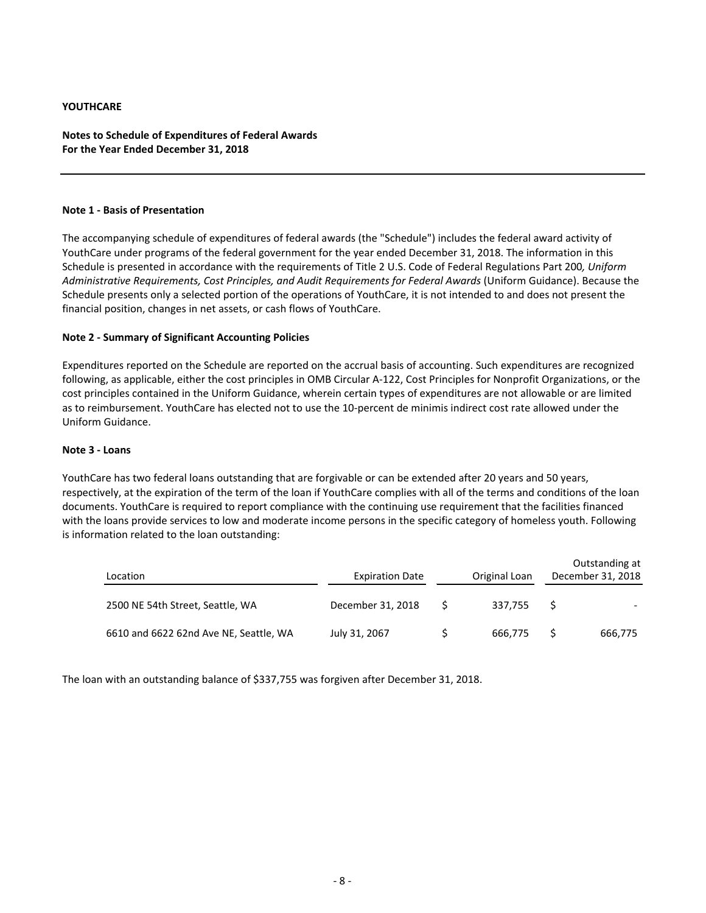**YOUTHCARE**

**Notes to Schedule of Expenditures of Federal Awards**
**For the Year Ended December 31, 2018**

---

**Note 1 - Basis of Presentation**

The accompanying schedule of expenditures of federal awards (the "Schedule") includes the federal award activity of YouthCare under programs of the federal government for the year ended December 31, 2018. The information in this Schedule is presented in accordance with the requirements of Title 2 U.S. Code of Federal Regulations Part 200*, Uniform Administrative Requirements, Cost Principles, and Audit Requirements for Federal Awards* (Uniform Guidance). Because the Schedule presents only a selected portion of the operations of YouthCare, it is not intended to and does not present the financial position, changes in net assets, or cash flows of YouthCare.

**Note 2 - Summary of Significant Accounting Policies**

Expenditures reported on the Schedule are reported on the accrual basis of accounting. Such expenditures are recognized following, as applicable, either the cost principles in OMB Circular A-122, Cost Principles for Nonprofit Organizations, or the cost principles contained in the Uniform Guidance, wherein certain types of expenditures are not allowable or are limited as to reimbursement. YouthCare has elected not to use the 10-percent de minimis indirect cost rate allowed under the Uniform Guidance.

**Note 3 - Loans**

YouthCare has two federal loans outstanding that are forgivable or can be extended after 20 years and 50 years, respectively, at the expiration of the term of the loan if YouthCare complies with all of the terms and conditions of the loan documents. YouthCare is required to report compliance with the continuing use requirement that the facilities financed with the loans provide services to low and moderate income persons in the specific category of homeless youth. Following is information related to the loan outstanding:

| Location | Expiration Date | Original Loan | Outstanding at December 31, 2018 |
|---|---|---|---|
| 2500 NE 54th Street, Seattle, WA | December 31, 2018 | $ 337,755 | $ - |
| 6610 and 6622 62nd Ave NE, Seattle, WA | July 31, 2067 | $ 666,775 | $ 666,775 |

The loan with an outstanding balance of $337,755 was forgiven after December 31, 2018.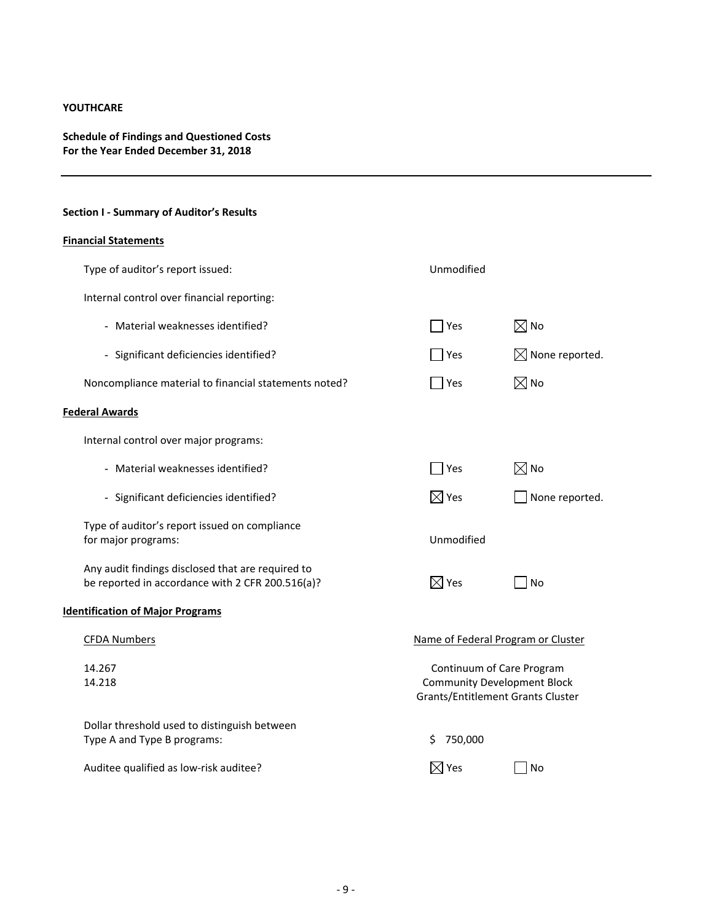**YOUTHCARE**

**Schedule of Findings and Questioned Costs**
**For the Year Ended December 31, 2018**

---

**Section I - Summary of Auditor's Results**

**Financial Statements**

| | | |
|---|---|---|
| Type of auditor's report issued: | Unmodified | |
| Internal control over financial reporting: | | |
| - Material weaknesses identified? | ☐ Yes | ☒ No |
| - Significant deficiencies identified? | ☐ Yes | ☒ None reported. |
| Noncompliance material to financial statements noted? | ☐ Yes | ☒ No |

**Federal Awards**

| | | |
|---|---|---|
| Internal control over major programs: | | |
| - Material weaknesses identified? | ☐ Yes | ☒ No |
| - Significant deficiencies identified? | ☒ Yes | ☐ None reported. |
| Type of auditor's report issued on compliance for major programs: | Unmodified | |
| Any audit findings disclosed that are required to be reported in accordance with 2 CFR 200.516(a)? | ☒ Yes | ☐ No |

**Identification of Major Programs**

| CFDA Numbers | Name of Federal Program or Cluster |
|---|---|
| 14.267 | Continuum of Care Program |
| 14.218 | Community Development Block Grants/Entitlement Grants Cluster |

| | | |
|---|---|---|
| Dollar threshold used to distinguish between Type A and Type B programs: | $ 750,000 | |
| Auditee qualified as low-risk auditee? | ☒ Yes | ☐ No |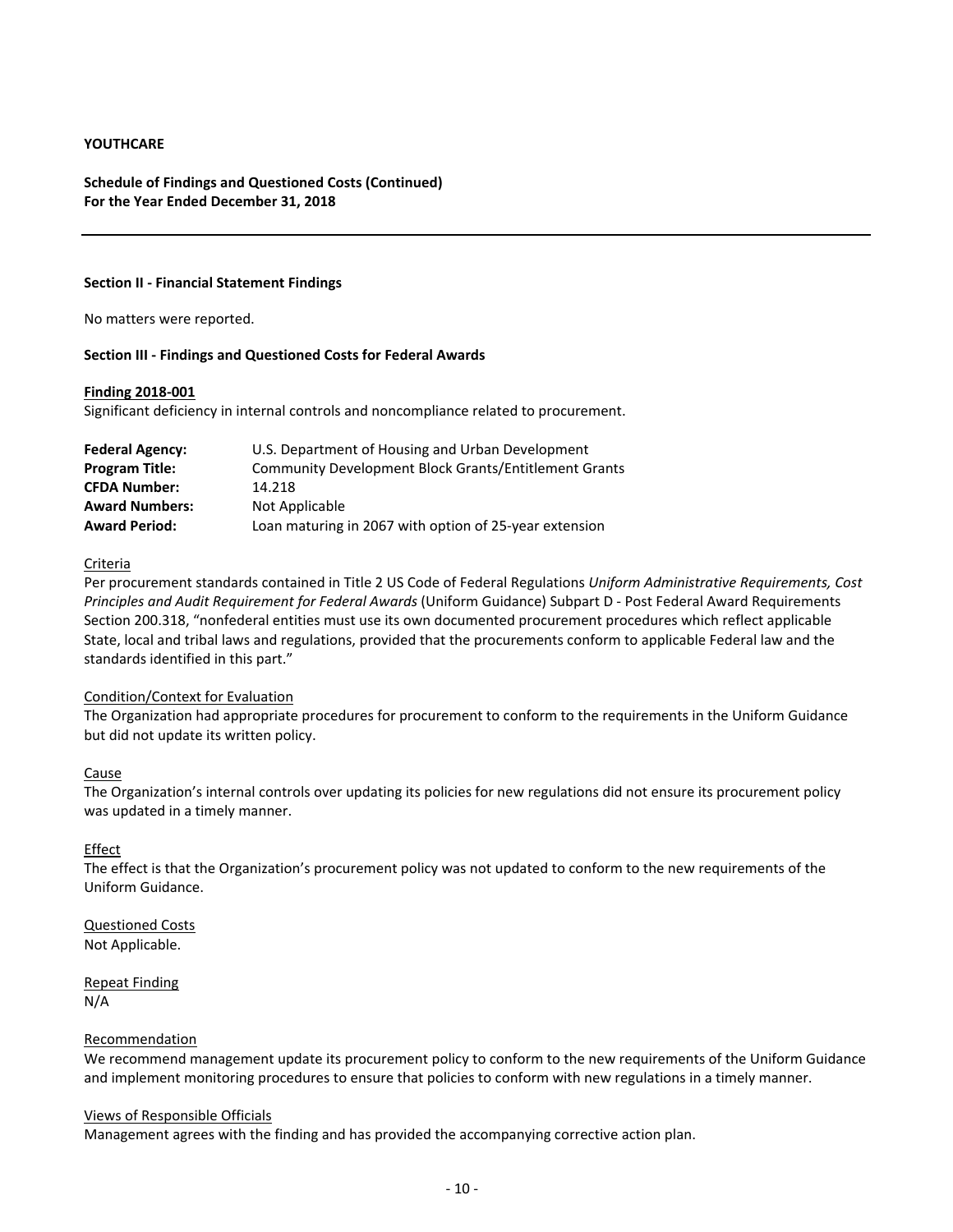**YOUTHCARE**

**Schedule of Findings and Questioned Costs (Continued)**
**For the Year Ended December 31, 2018**

---

**Section II - Financial Statement Findings**

No matters were reported.

**Section III - Findings and Questioned Costs for Federal Awards**

**Finding 2018-001**

Significant deficiency in internal controls and noncompliance related to procurement.

| | |
|---|---|
| **Federal Agency:** | U.S. Department of Housing and Urban Development |
| **Program Title:** | Community Development Block Grants/Entitlement Grants |
| **CFDA Number:** | 14.218 |
| **Award Numbers:** | Not Applicable |
| **Award Period:** | Loan maturing in 2067 with option of 25-year extension |

Criteria

Per procurement standards contained in Title 2 US Code of Federal Regulations *Uniform Administrative Requirements, Cost Principles and Audit Requirement for Federal Awards* (Uniform Guidance) Subpart D - Post Federal Award Requirements Section 200.318, "nonfederal entities must use its own documented procurement procedures which reflect applicable State, local and tribal laws and regulations, provided that the procurements conform to applicable Federal law and the standards identified in this part."

Condition/Context for Evaluation

The Organization had appropriate procedures for procurement to conform to the requirements in the Uniform Guidance but did not update its written policy.

Cause

The Organization's internal controls over updating its policies for new regulations did not ensure its procurement policy was updated in a timely manner.

Effect

The effect is that the Organization's procurement policy was not updated to conform to the new requirements of the Uniform Guidance.

Questioned Costs

Not Applicable.

Repeat Finding

N/A

Recommendation

We recommend management update its procurement policy to conform to the new requirements of the Uniform Guidance and implement monitoring procedures to ensure that policies to conform with new regulations in a timely manner.

Views of Responsible Officials

Management agrees with the finding and has provided the accompanying corrective action plan.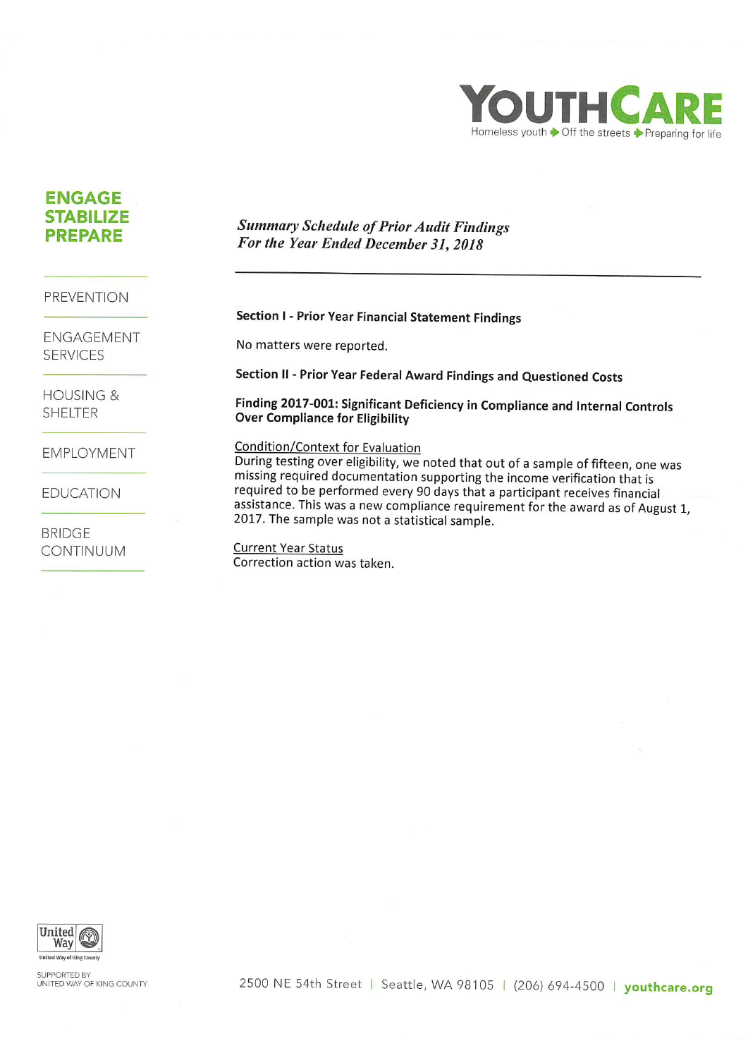YOUTHCARE

Homeless youth ➔ Off the streets ➔ Preparing for life

**ENGAGE**
**STABILIZE**
**PREPARE**

PREVENTION

ENGAGEMENT SERVICES

HOUSING & SHELTER

EMPLOYMENT

EDUCATION

BRIDGE CONTINUUM

***Summary Schedule of Prior Audit Findings***
***For the Year Ended December 31, 2018***

---

**Section I - Prior Year Financial Statement Findings**

No matters were reported.

**Section II - Prior Year Federal Award Findings and Questioned Costs**

**Finding 2017-001: Significant Deficiency in Compliance and Internal Controls Over Compliance for Eligibility**

Condition/Context for Evaluation
During testing over eligibility, we noted that out of a sample of fifteen, one was missing required documentation supporting the income verification that is required to be performed every 90 days that a participant receives financial assistance. This was a new compliance requirement for the award as of August 1, 2017. The sample was not a statistical sample.

Current Year Status
Correction action was taken.

United Way of King County

SUPPORTED BY UNITED WAY OF KING COUNTY

2500 NE 54th Street | Seattle, WA 98105 | (206) 694-4500 | youthcare.org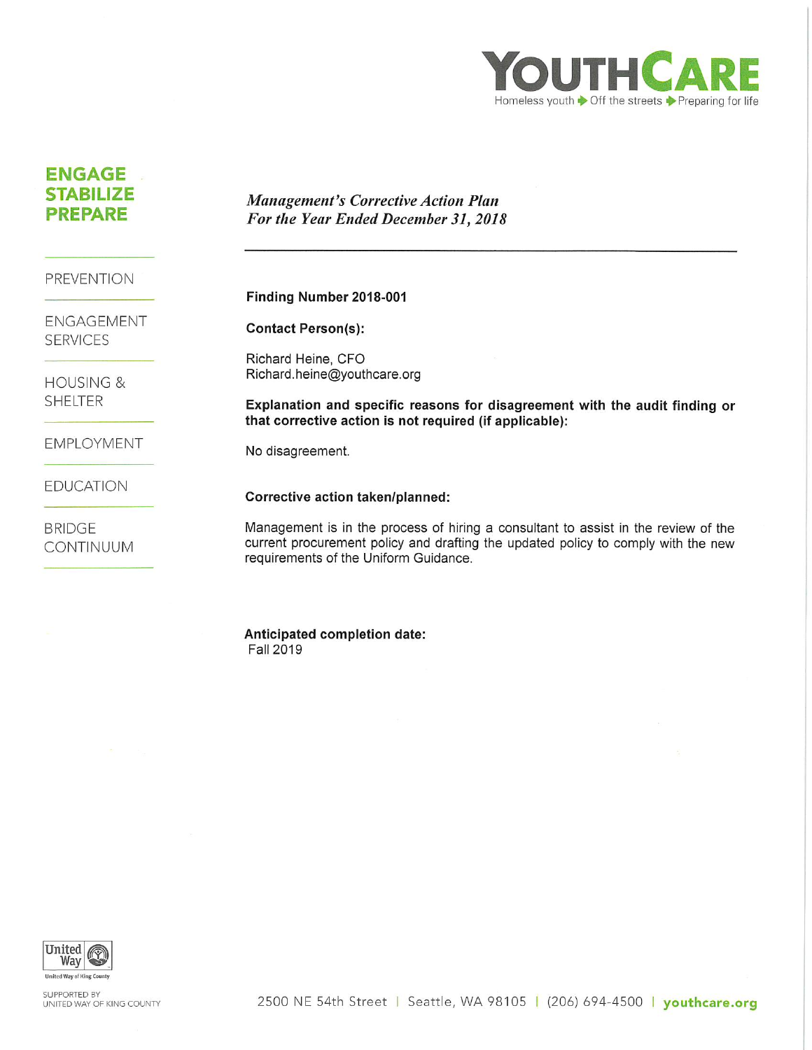# YOUTHCARE

Homeless youth ➔ Off the streets ➔ Preparing for life

**ENGAGE**
**STABILIZE**
**PREPARE**

PREVENTION

ENGAGEMENT SERVICES

HOUSING & SHELTER

EMPLOYMENT

EDUCATION

BRIDGE CONTINUUM

***Management's Corrective Action Plan***
***For the Year Ended December 31, 2018***

---

**Finding Number 2018-001**

**Contact Person(s):**

Richard Heine, CFO
Richard.heine@youthcare.org

**Explanation and specific reasons for disagreement with the audit finding or that corrective action is not required (if applicable):**

No disagreement.

**Corrective action taken/planned:**

Management is in the process of hiring a consultant to assist in the review of the current procurement policy and drafting the updated policy to comply with the new requirements of the Uniform Guidance.

**Anticipated completion date:**
Fall 2019

United Way of King County

SUPPORTED BY
UNITED WAY OF KING COUNTY

2500 NE 54th Street | Seattle, WA 98105 | (206) 694-4500 | youthcare.org